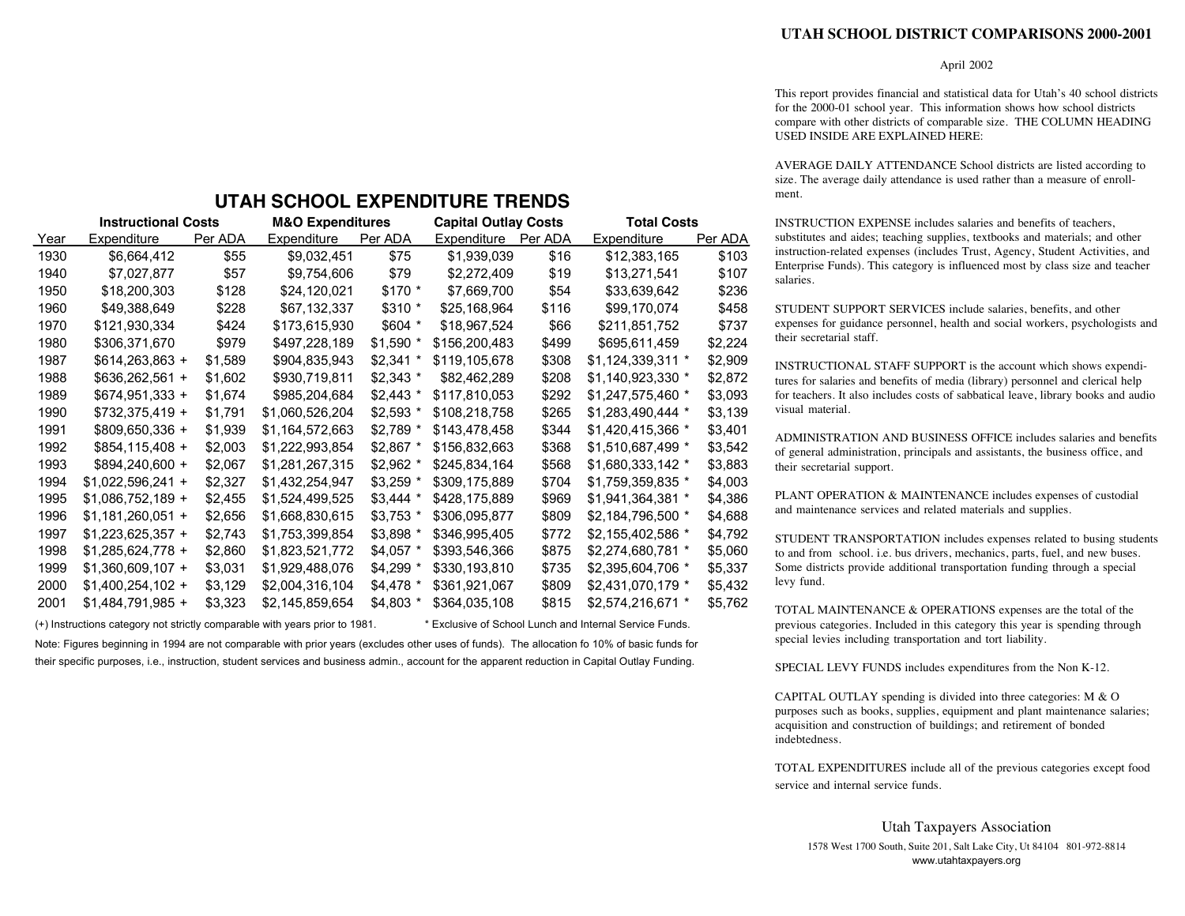## UTAH SCHOOL EXPENDITURE TRENDS

| Year | Instructional Costs | | M&O Expenditures | | Capital Outlay Costs | | Total Costs | |
|---|---|---|---|---|---|---|---|---|
| | Expenditure | Per ADA | Expenditure | Per ADA | Expenditure | Per ADA | Expenditure | Per ADA |
| 1930 | $6,664,412 | $55 | $9,032,451 | $75 | $1,939,039 | $16 | $12,383,165 | $103 |
| 1940 | $7,027,877 | $57 | $9,754,606 | $79 | $2,272,409 | $19 | $13,271,541 | $107 |
| 1950 | $18,200,303 | $128 | $24,120,021 | $170 * | $7,669,700 | $54 | $33,639,642 | $236 |
| 1960 | $49,388,649 | $228 | $67,132,337 | $310 * | $25,168,964 | $116 | $99,170,074 | $458 |
| 1970 | $121,930,334 | $424 | $173,615,930 | $604 * | $18,967,524 | $66 | $211,851,752 | $737 |
| 1980 | $306,371,670 | $979 | $497,228,189 | $1,590 * | $156,200,483 | $499 | $695,611,459 | $2,224 |
| 1987 | $614,263,863 + | $1,589 | $904,835,943 | $2,341 * | $119,105,678 | $308 | $1,124,339,311 * | $2,909 |
| 1988 | $636,262,561 + | $1,602 | $930,719,811 | $2,343 * | $82,462,289 | $208 | $1,140,923,330 * | $2,872 |
| 1989 | $674,951,333 + | $1,674 | $985,204,684 | $2,443 * | $117,810,053 | $292 | $1,247,575,460 * | $3,093 |
| 1990 | $732,375,419 + | $1,791 | $1,060,526,204 | $2,593 * | $108,218,758 | $265 | $1,283,490,444 * | $3,139 |
| 1991 | $809,650,336 + | $1,939 | $1,164,572,663 | $2,789 * | $143,478,458 | $344 | $1,420,415,366 * | $3,401 |
| 1992 | $854,115,408 + | $2,003 | $1,222,993,854 | $2,867 * | $156,832,663 | $368 | $1,510,687,499 * | $3,542 |
| 1993 | $894,240,600 + | $2,067 | $1,281,267,315 | $2,962 * | $245,834,164 | $568 | $1,680,333,142 * | $3,883 |
| 1994 | $1,022,596,241 + | $2,327 | $1,432,254,947 | $3,259 * | $309,175,889 | $704 | $1,759,359,835 * | $4,003 |
| 1995 | $1,086,752,189 + | $2,455 | $1,524,499,525 | $3,444 * | $428,175,889 | $969 | $1,941,364,381 * | $4,386 |
| 1996 | $1,181,260,051 + | $2,656 | $1,668,830,615 | $3,753 * | $306,095,877 | $809 | $2,184,796,500 * | $4,688 |
| 1997 | $1,223,625,357 + | $2,743 | $1,753,399,854 | $3,898 * | $346,995,405 | $772 | $2,155,402,586 * | $4,792 |
| 1998 | $1,285,624,778 + | $2,860 | $1,823,521,772 | $4,057 * | $393,546,366 | $875 | $2,274,680,781 * | $5,060 |
| 1999 | $1,360,609,107 + | $3,031 | $1,929,488,076 | $4,299 * | $330,193,810 | $735 | $2,395,604,706 * | $5,337 |
| 2000 | $1,400,254,102 + | $3,129 | $2,004,316,104 | $4,478 * | $361,921,067 | $809 | $2,431,070,179 * | $5,432 |
| 2001 | $1,484,791,985 + | $3,323 | $2,145,859,654 | $4,803 * | $364,035,108 | $815 | $2,574,216,671 * | $5,762 |

(+) Instructions category not strictly comparable with years prior to 1981. * Exclusive of School Lunch and Internal Service Funds.

Note: Figures beginning in 1994 are not comparable with prior years (excludes other uses of funds). The allocation fo 10% of basic funds for their specific purposes, i.e., instruction, student services and business admin., account for the apparent reduction in Capital Outlay Funding.

# UTAH SCHOOL DISTRICT COMPARISONS 2000-2001

April 2002

This report provides financial and statistical data for Utah's 40 school districts for the 2000-01 school year. This information shows how school districts compare with other districts of comparable size. THE COLUMN HEADING USED INSIDE ARE EXPLAINED HERE:

AVERAGE DAILY ATTENDANCE School districts are listed according to size. The average daily attendance is used rather than a measure of enrollment.

INSTRUCTION EXPENSE includes salaries and benefits of teachers, substitutes and aides; teaching supplies, textbooks and materials; and other instruction-related expenses (includes Trust, Agency, Student Activities, and Enterprise Funds). This category is influenced most by class size and teacher salaries.

STUDENT SUPPORT SERVICES include salaries, benefits, and other expenses for guidance personnel, health and social workers, psychologists and their secretarial staff.

INSTRUCTIONAL STAFF SUPPORT is the account which shows expenditures for salaries and benefits of media (library) personnel and clerical help for teachers. It also includes costs of sabbatical leave, library books and audio visual material.

ADMINISTRATION AND BUSINESS OFFICE includes salaries and benefits of general administration, principals and assistants, the business office, and their secretarial support.

PLANT OPERATION & MAINTENANCE includes expenses of custodial and maintenance services and related materials and supplies.

STUDENT TRANSPORTATION includes expenses related to busing students to and from school. i.e. bus drivers, mechanics, parts, fuel, and new buses. Some districts provide additional transportation funding through a special levy fund.

TOTAL MAINTENANCE & OPERATIONS expenses are the total of the previous categories. Included in this category this year is spending through special levies including transportation and tort liability.

SPECIAL LEVY FUNDS includes expenditures from the Non K-12.

CAPITAL OUTLAY spending is divided into three categories: M & O purposes such as books, supplies, equipment and plant maintenance salaries; acquisition and construction of buildings; and retirement of bonded indebtedness.

TOTAL EXPENDITURES include all of the previous categories except food service and internal service funds.

Utah Taxpayers Association

1578 West 1700 South, Suite 201, Salt Lake City, Ut 84104 801-972-8814

www.utahtaxpayers.org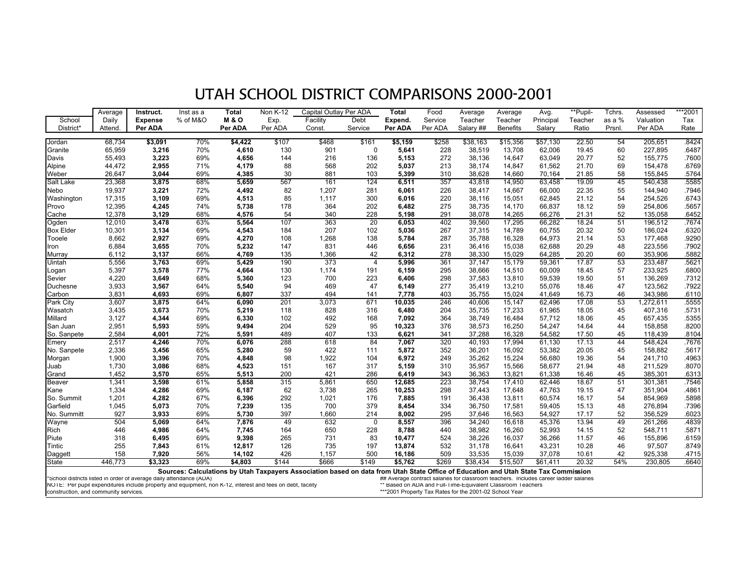# UTAH SCHOOL DISTRICT COMPARISONS 2000-2001

| School District* | Average Daily Attend. | Instruct. Expense Per ADA | Inst as a % of M&O | Total M & O Per ADA | Non K-12 Exp. Per ADA | Capital Outlay Per ADA Facility Const. | Capital Outlay Per ADA Debt Service | Total Expend. Per ADA | Food Service Per ADA | Average Teacher Salary ## | Average Teacher Benefits | Avg. Principal Salary | **Pupil-Teacher Ratio | Tchrs. as a % Prsnl. | Assessed Valuation Per ADA | ***2001 Tax Rate |
|---|---|---|---|---|---|---|---|---|---|---|---|---|---|---|---|---|
| Jordan | 68,734 | **$3,091** | 70% | **$4,422** | $107 | $468 | $161 | **$5,159** | $258 | $38,163 | $15,356 | $57,130 | 22.50 | 54 | 205,651 | .8424 |
| Granite | 65,959 | **3,216** | 70% | **4,610** | 130 | 901 | 0 | **5,641** | 228 | 38,519 | 13,708 | 62,006 | 19.45 | 60 | 227,895 | .6487 |
| Davis | 55,493 | **3,223** | 69% | **4,656** | 144 | 216 | 136 | **5,153** | 272 | 38,136 | 14,647 | 63,049 | 20.77 | 52 | 155,775 | .7600 |
| Alpine | 44,472 | **2,955** | 71% | **4,179** | 88 | 568 | 202 | **5,037** | 213 | 38,174 | 14,847 | 61,562 | 21.70 | 69 | 154,478 | .6769 |
| Weber | 26,647 | **3,044** | 69% | **4,385** | 30 | 881 | 103 | **5,399** | 310 | 38,628 | 14,660 | 70,164 | 21.85 | 58 | 155,845 | .5764 |
| Salt Lake | 23,368 | **3,875** | 68% | **5,659** | 567 | 161 | 124 | **6,511** | 357 | 43,818 | 14,950 | 63,458 | 19.09 | 45 | 540,438 | .5585 |
| Nebo | 19,937 | **3,221** | 72% | **4,492** | 82 | 1,207 | 281 | **6,061** | 226 | 38,417 | 14,667 | 66,000 | 22.35 | 55 | 144,940 | .7946 |
| Washington | 17,315 | **3,109** | 69% | **4,513** | 85 | 1,117 | 300 | **6,016** | 220 | 38,116 | 15,051 | 62,845 | 21.12 | 54 | 254,526 | .6743 |
| Provo | 12,395 | **4,245** | 74% | **5,738** | 178 | 364 | 202 | **6,482** | 275 | 38,735 | 14,170 | 66,837 | 18.12 | 59 | 254,806 | .5657 |
| Cache | 12,378 | **3,129** | 68% | **4,576** | 54 | 340 | 228 | **5,198** | 291 | 38,078 | 14,265 | 66,276 | 21.31 | 52 | 135,058 | .6452 |
| Ogden | 12,010 | **3,478** | 63% | **5,564** | 107 | 363 | 20 | **6,053** | 402 | 39,560 | 17,295 | 66,282 | 18.24 | 51 | 196,512 | .7674 |
| Box Elder | 10,301 | **3,134** | 69% | **4,543** | 184 | 207 | 102 | **5,036** | 267 | 37,315 | 14,789 | 60,755 | 20.32 | 50 | 186,024 | .6320 |
| Tooele | 8,662 | **2,927** | 69% | **4,270** | 108 | 1,268 | 138 | **5,784** | 287 | 35,788 | 16,328 | 64,973 | 21.14 | 53 | 177,468 | .9290 |
| Iron | 6,884 | **3,655** | 70% | **5,232** | 147 | 831 | 446 | **6,656** | 231 | 36,416 | 15,038 | 62,688 | 20.29 | 48 | 223,556 | .7902 |
| Murray | 6,112 | **3,137** | 66% | **4,769** | 135 | 1,366 | 42 | **6,312** | 278 | 38,330 | 15,029 | 64,285 | 20.20 | 60 | 353,906 | .5882 |
| Uintah | 5,556 | **3,763** | 69% | **5,429** | 190 | 373 | 4 | **5,996** | 361 | 37,147 | 15,179 | 59,361 | 17.87 | 53 | 233,487 | .5621 |
| Logan | 5,397 | **3,578** | 77% | **4,664** | 130 | 1,174 | 191 | **6,159** | 295 | 38,666 | 14,510 | 60,009 | 18.45 | 57 | 233,925 | .6800 |
| Sevier | 4,220 | **3,649** | 68% | **5,360** | 123 | 700 | 223 | **6,406** | 298 | 37,583 | 13,810 | 59,539 | 19.50 | 51 | 136,269 | .7312 |
| Duchesne | 3,933 | **3,567** | 64% | **5,540** | 94 | 469 | 47 | **6,149** | 277 | 35,419 | 13,210 | 55,076 | 18.46 | 47 | 123,562 | .7922 |
| Carbon | 3,831 | **4,693** | 69% | **6,807** | 337 | 494 | 141 | **7,778** | 403 | 35,755 | 15,024 | 41,649 | 16.73 | 46 | 343,986 | .6110 |
| Park City | 3,607 | **3,875** | 64% | **6,090** | 201 | 3,073 | 671 | **10,035** | 246 | 40,606 | 15,147 | 62,496 | 17.08 | 53 | 1,272,611 | .5555 |
| Wasatch | 3,435 | **3,673** | 70% | **5,219** | 118 | 828 | 316 | **6,480** | 204 | 35,735 | 17,233 | 61,965 | 18.05 | 45 | 407,316 | .5731 |
| Millard | 3,127 | **4,344** | 69% | **6,330** | 102 | 492 | 168 | **7,092** | 364 | 38,749 | 16,484 | 57,712 | 18.06 | 45 | 657,435 | .5355 |
| San Juan | 2,951 | **5,593** | 59% | **9,494** | 204 | 529 | 95 | **10,323** | 376 | 38,573 | 16,250 | 54,247 | 14.64 | 44 | 158,858 | .8200 |
| So. Sanpete | 2,584 | **4,001** | 72% | **5,591** | 489 | 407 | 133 | **6,621** | 341 | 37,288 | 16,328 | 54,582 | 17.50 | 45 | 118,439 | .8104 |
| Emery | 2,517 | **4,246** | 70% | **6,076** | 288 | 618 | 84 | **7,067** | 320 | 40,193 | 17,994 | 61,130 | 17.13 | 44 | 548,424 | .7676 |
| No. Sanpete | 2,336 | **3,456** | 65% | **5,280** | 59 | 422 | 111 | **5,872** | 352 | 36,201 | 16,092 | 53,382 | 20.05 | 45 | 158,882 | .5617 |
| Morgan | 1,900 | **3,396** | 70% | **4,848** | 98 | 1,922 | 104 | **6,972** | 249 | 35,262 | 15,224 | 56,680 | 19.36 | 54 | 241,710 | .4963 |
| Juab | 1,730 | **3,086** | 68% | **4,523** | 151 | 167 | 317 | **5,159** | 310 | 35,957 | 15,566 | 58,677 | 21.94 | 48 | 211,529 | .8070 |
| Grand | 1,452 | **3,570** | 65% | **5,513** | 200 | 421 | 286 | **6,419** | 343 | 36,363 | 13,821 | 61,338 | 16.46 | 45 | 385,301 | .6313 |
| Beaver | 1,341 | **3,598** | 61% | **5,858** | 315 | 5,861 | 650 | **12,685** | 223 | 38,754 | 17,410 | 62,446 | 18.67 | 51 | 301,381 | .7546 |
| Kane | 1,334 | **4,286** | 69% | **6,187** | 62 | 3,738 | 265 | **10,253** | 298 | 37,443 | 17,648 | 47,763 | 19.15 | 47 | 351,904 | .4861 |
| So. Summit | 1,201 | **4,282** | 67% | **6,396** | 292 | 1,021 | 176 | **7,885** | 191 | 36,438 | 13,811 | 60,574 | 16.17 | 54 | 854,969 | .5898 |
| Garfield | 1,045 | **5,073** | 70% | **7,239** | 135 | 700 | 379 | **8,454** | 334 | 36,750 | 17,581 | 59,405 | 15.13 | 48 | 276,894 | .7396 |
| No. Summitt | 927 | **3,933** | 69% | **5,730** | 397 | 1,660 | 214 | **8,002** | 295 | 37,646 | 16,563 | 54,927 | 17.17 | 52 | 356,529 | .6023 |
| Wayne | 504 | **5,069** | 64% | **7,876** | 49 | 632 | 0 | **8,557** | 396 | 34,240 | 16,618 | 45,376 | 13.94 | 49 | 261,266 | .4839 |
| Rich | 446 | **4,986** | 64% | **7,745** | 164 | 650 | 228 | **8,788** | 440 | 38,982 | 16,260 | 52,993 | 14.15 | 52 | 548,711 | .5871 |
| Piute | 318 | **6,495** | 69% | **9,398** | 265 | 731 | 83 | **10,477** | 524 | 38,226 | 16,037 | 36,266 | 11.57 | 46 | 155,896 | .6159 |
| Tintic | 255 | **7,843** | 61% | **12,817** | 126 | 735 | 197 | **13,874** | 532 | 31,178 | 16,641 | 43,231 | 10.28 | 46 | 97,507 | .8749 |
| Daggett | 158 | **7,920** | 56% | **14,102** | 426 | 1,157 | 500 | **16,186** | 509 | 33,535 | 15,039 | 37,078 | 10.61 | 42 | 925,338 | .4715 |
| State | 446,773 | **$3,323** | 69% | **$4,803** | $144 | $666 | $149 | **$5,762** | $269 | $38,434 | $15,507 | $61,411 | 20.32 | 54% | 230,805 | .6640 |

**Sources: Calculations by Utah Taxpayers Association based on data from Utah State Office of Education and Utah State Tax Commission**

*School districts listed in order of average daily attendance (ADA)

NOTE: Per pupil expenditures include property and equipment, non K-12, interest and fees on debt, facility construction, and community services.

## Average contract salaries for classroom teachers. Includes career ladder salaries

** Based on ADA and Full-Time-Equivalent Classroom Teachers

***2001 Property Tax Rates for the 2001-02 School Year